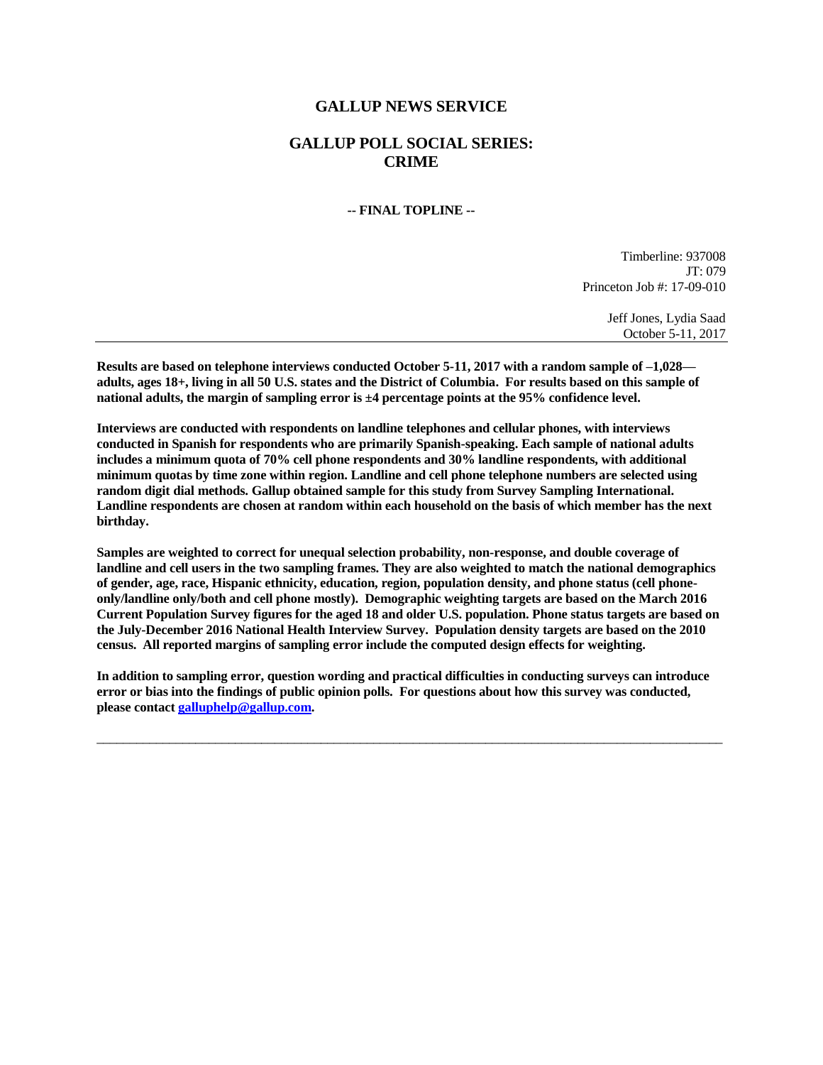# GALLUP NEWS SERVICE

## GALLUP POLL SOCIAL SERIES: CRIME

**-- FINAL TOPLINE --**

Timberline: 937008
JT: 079
Princeton Job #: 17-09-010

Jeff Jones, Lydia Saad
October 5-11, 2017

---

**Results are based on telephone interviews conducted October 5-11, 2017 with a random sample of –1,028—adults, ages 18+, living in all 50 U.S. states and the District of Columbia. For results based on this sample of national adults, the margin of sampling error is ±4 percentage points at the 95% confidence level.**

**Interviews are conducted with respondents on landline telephones and cellular phones, with interviews conducted in Spanish for respondents who are primarily Spanish-speaking. Each sample of national adults includes a minimum quota of 70% cell phone respondents and 30% landline respondents, with additional minimum quotas by time zone within region. Landline and cell phone telephone numbers are selected using random digit dial methods. Gallup obtained sample for this study from Survey Sampling International. Landline respondents are chosen at random within each household on the basis of which member has the next birthday.**

**Samples are weighted to correct for unequal selection probability, non-response, and double coverage of landline and cell users in the two sampling frames. They are also weighted to match the national demographics of gender, age, race, Hispanic ethnicity, education, region, population density, and phone status (cell phone-only/landline only/both and cell phone mostly). Demographic weighting targets are based on the March 2016 Current Population Survey figures for the aged 18 and older U.S. population. Phone status targets are based on the July-December 2016 National Health Interview Survey. Population density targets are based on the 2010 census. All reported margins of sampling error include the computed design effects for weighting.**

**In addition to sampling error, question wording and practical difficulties in conducting surveys can introduce error or bias into the findings of public opinion polls. For questions about how this survey was conducted, please contact galluphelp@gallup.com.**

---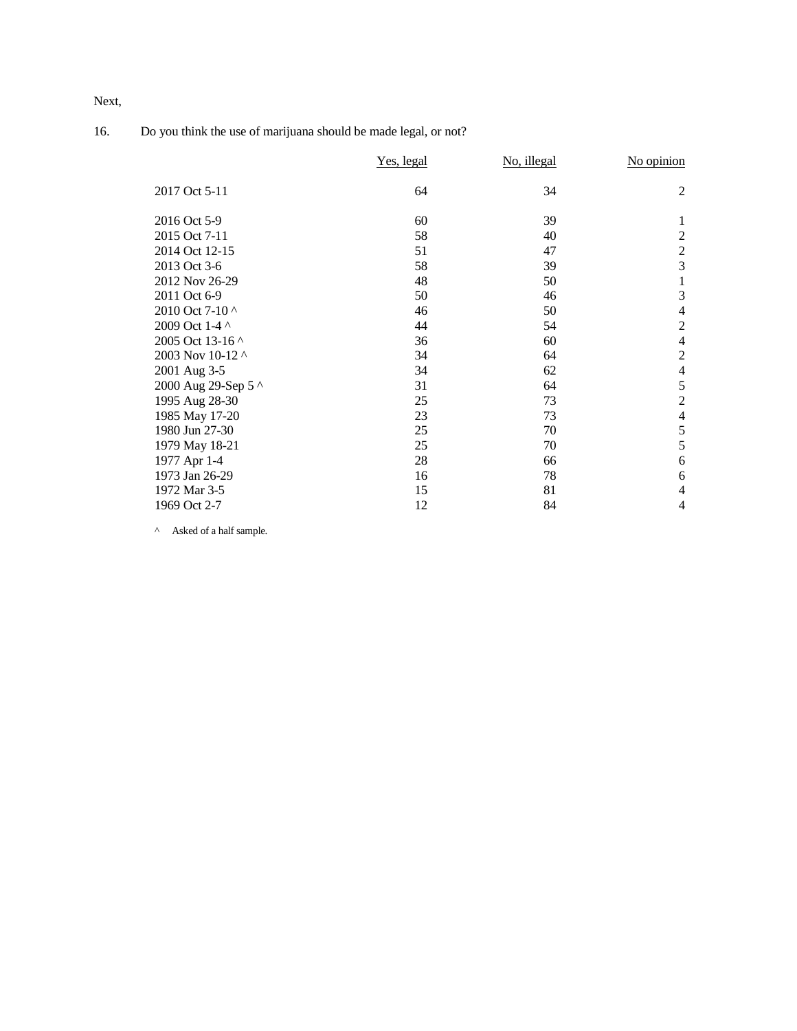Next,

16. Do you think the use of marijuana should be made legal, or not?

| | Yes, legal | No, illegal | No opinion |
|---|---|---|---|
| 2017 Oct 5-11 | 64 | 34 | 2 |
| 2016 Oct 5-9 | 60 | 39 | 1 |
| 2015 Oct 7-11 | 58 | 40 | 2 |
| 2014 Oct 12-15 | 51 | 47 | 2 |
| 2013 Oct 3-6 | 58 | 39 | 3 |
| 2012 Nov 26-29 | 48 | 50 | 1 |
| 2011 Oct 6-9 | 50 | 46 | 3 |
| 2010 Oct 7-10 ^ | 46 | 50 | 4 |
| 2009 Oct 1-4 ^ | 44 | 54 | 2 |
| 2005 Oct 13-16 ^ | 36 | 60 | 4 |
| 2003 Nov 10-12 ^ | 34 | 64 | 2 |
| 2001 Aug 3-5 | 34 | 62 | 4 |
| 2000 Aug 29-Sep 5 ^ | 31 | 64 | 5 |
| 1995 Aug 28-30 | 25 | 73 | 2 |
| 1985 May 17-20 | 23 | 73 | 4 |
| 1980 Jun 27-30 | 25 | 70 | 5 |
| 1979 May 18-21 | 25 | 70 | 5 |
| 1977 Apr 1-4 | 28 | 66 | 6 |
| 1973 Jan 26-29 | 16 | 78 | 6 |
| 1972 Mar 3-5 | 15 | 81 | 4 |
| 1969 Oct 2-7 | 12 | 84 | 4 |

^ Asked of a half sample.